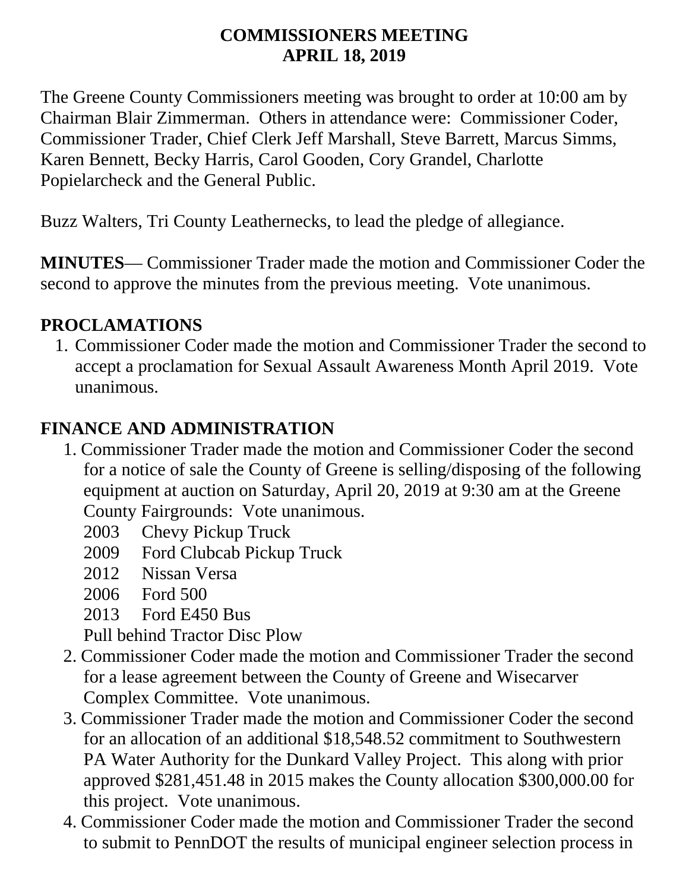# COMMISSIONERS MEETING
# APRIL 18, 2019

The Greene County Commissioners meeting was brought to order at 10:00 am by Chairman Blair Zimmerman. Others in attendance were: Commissioner Coder, Commissioner Trader, Chief Clerk Jeff Marshall, Steve Barrett, Marcus Simms, Karen Bennett, Becky Harris, Carol Gooden, Cory Grandel, Charlotte Popielarcheck and the General Public.

Buzz Walters, Tri County Leathernecks, to lead the pledge of allegiance.

**MINUTES**— Commissioner Trader made the motion and Commissioner Coder the second to approve the minutes from the previous meeting. Vote unanimous.

## PROCLAMATIONS

1. Commissioner Coder made the motion and Commissioner Trader the second to accept a proclamation for Sexual Assault Awareness Month April 2019. Vote unanimous.

## FINANCE AND ADMINISTRATION

1. Commissioner Trader made the motion and Commissioner Coder the second for a notice of sale the County of Greene is selling/disposing of the following equipment at auction on Saturday, April 20, 2019 at 9:30 am at the Greene County Fairgrounds: Vote unanimous.
   2003 Chevy Pickup Truck
   2009 Ford Clubcab Pickup Truck
   2012 Nissan Versa
   2006 Ford 500
   2013 Ford E450 Bus
   Pull behind Tractor Disc Plow
2. Commissioner Coder made the motion and Commissioner Trader the second for a lease agreement between the County of Greene and Wisecarver Complex Committee. Vote unanimous.
3. Commissioner Trader made the motion and Commissioner Coder the second for an allocation of an additional $18,548.52 commitment to Southwestern PA Water Authority for the Dunkard Valley Project. This along with prior approved $281,451.48 in 2015 makes the County allocation $300,000.00 for this project. Vote unanimous.
4. Commissioner Coder made the motion and Commissioner Trader the second to submit to PennDOT the results of municipal engineer selection process in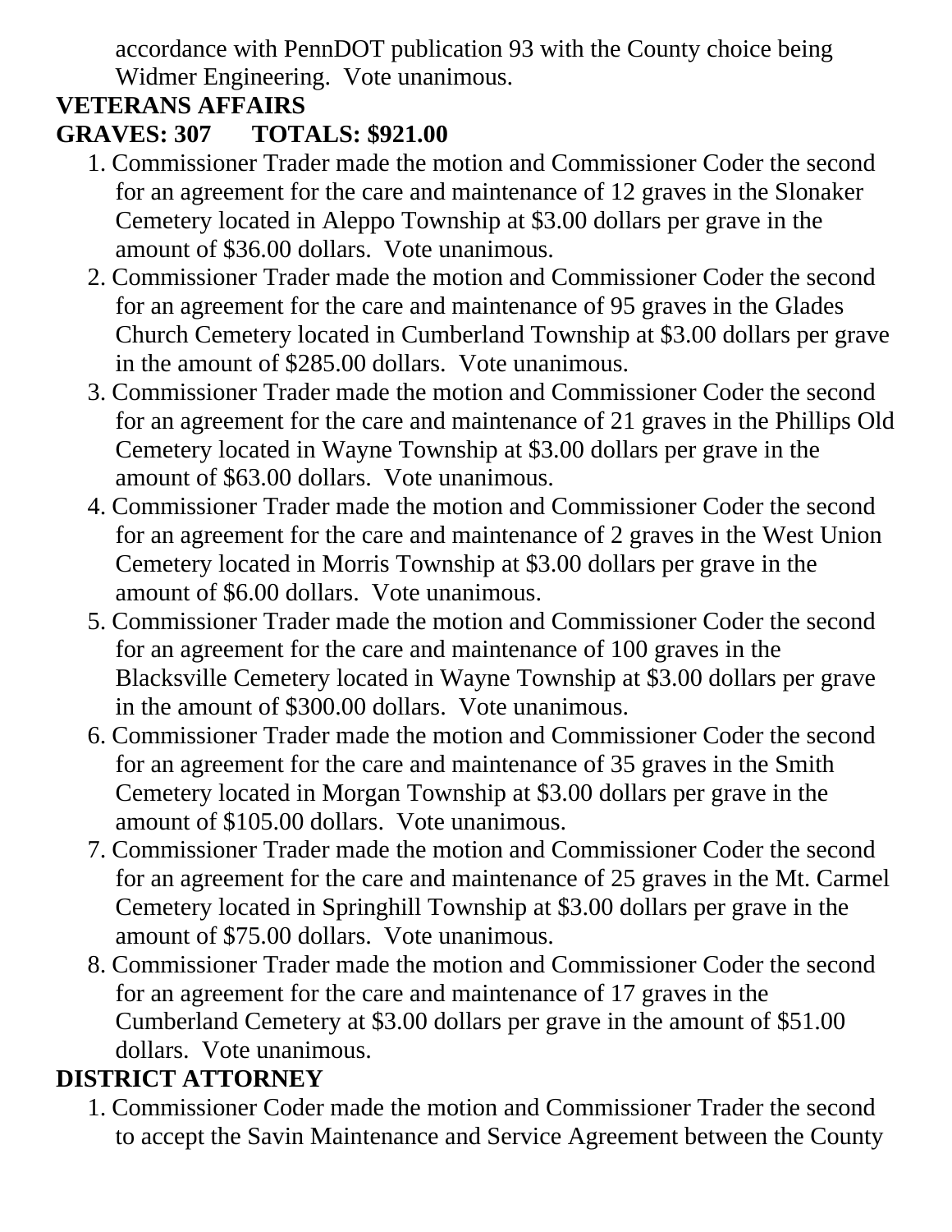accordance with PennDOT publication 93 with the County choice being Widmer Engineering.  Vote unanimous.

**VETERANS AFFAIRS**

**GRAVES: 307      TOTALS: $921.00**

1. Commissioner Trader made the motion and Commissioner Coder the second for an agreement for the care and maintenance of 12 graves in the Slonaker Cemetery located in Aleppo Township at $3.00 dollars per grave in the amount of $36.00 dollars.  Vote unanimous.
2. Commissioner Trader made the motion and Commissioner Coder the second for an agreement for the care and maintenance of 95 graves in the Glades Church Cemetery located in Cumberland Township at $3.00 dollars per grave in the amount of $285.00 dollars.  Vote unanimous.
3. Commissioner Trader made the motion and Commissioner Coder the second for an agreement for the care and maintenance of 21 graves in the Phillips Old Cemetery located in Wayne Township at $3.00 dollars per grave in the amount of $63.00 dollars.  Vote unanimous.
4. Commissioner Trader made the motion and Commissioner Coder the second for an agreement for the care and maintenance of 2 graves in the West Union Cemetery located in Morris Township at $3.00 dollars per grave in the amount of $6.00 dollars.  Vote unanimous.
5. Commissioner Trader made the motion and Commissioner Coder the second for an agreement for the care and maintenance of 100 graves in the Blacksville Cemetery located in Wayne Township at $3.00 dollars per grave in the amount of $300.00 dollars.  Vote unanimous.
6. Commissioner Trader made the motion and Commissioner Coder the second for an agreement for the care and maintenance of 35 graves in the Smith Cemetery located in Morgan Township at $3.00 dollars per grave in the amount of $105.00 dollars.  Vote unanimous.
7. Commissioner Trader made the motion and Commissioner Coder the second for an agreement for the care and maintenance of 25 graves in the Mt. Carmel Cemetery located in Springhill Township at $3.00 dollars per grave in the amount of $75.00 dollars.  Vote unanimous.
8. Commissioner Trader made the motion and Commissioner Coder the second for an agreement for the care and maintenance of 17 graves in the Cumberland Cemetery at $3.00 dollars per grave in the amount of $51.00 dollars.  Vote unanimous.

**DISTRICT ATTORNEY**

1. Commissioner Coder made the motion and Commissioner Trader the second to accept the Savin Maintenance and Service Agreement between the County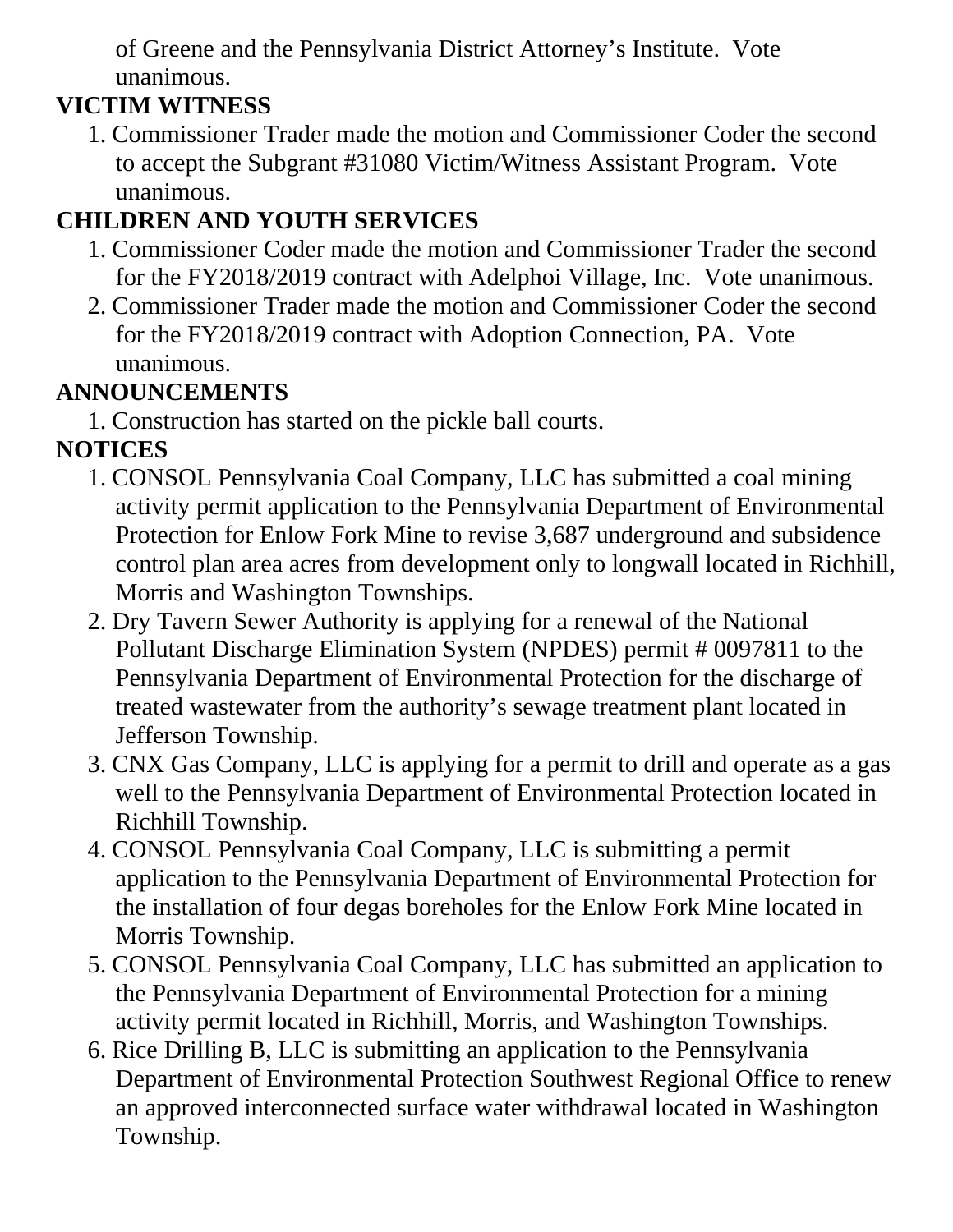of Greene and the Pennsylvania District Attorney's Institute. Vote unanimous.

**VICTIM WITNESS**

1. Commissioner Trader made the motion and Commissioner Coder the second to accept the Subgrant #31080 Victim/Witness Assistant Program. Vote unanimous.

**CHILDREN AND YOUTH SERVICES**

1. Commissioner Coder made the motion and Commissioner Trader the second for the FY2018/2019 contract with Adelphoi Village, Inc. Vote unanimous.
2. Commissioner Trader made the motion and Commissioner Coder the second for the FY2018/2019 contract with Adoption Connection, PA. Vote unanimous.

**ANNOUNCEMENTS**

1. Construction has started on the pickle ball courts.

**NOTICES**

1. CONSOL Pennsylvania Coal Company, LLC has submitted a coal mining activity permit application to the Pennsylvania Department of Environmental Protection for Enlow Fork Mine to revise 3,687 underground and subsidence control plan area acres from development only to longwall located in Richhill, Morris and Washington Townships.
2. Dry Tavern Sewer Authority is applying for a renewal of the National Pollutant Discharge Elimination System (NPDES) permit # 0097811 to the Pennsylvania Department of Environmental Protection for the discharge of treated wastewater from the authority's sewage treatment plant located in Jefferson Township.
3. CNX Gas Company, LLC is applying for a permit to drill and operate as a gas well to the Pennsylvania Department of Environmental Protection located in Richhill Township.
4. CONSOL Pennsylvania Coal Company, LLC is submitting a permit application to the Pennsylvania Department of Environmental Protection for the installation of four degas boreholes for the Enlow Fork Mine located in Morris Township.
5. CONSOL Pennsylvania Coal Company, LLC has submitted an application to the Pennsylvania Department of Environmental Protection for a mining activity permit located in Richhill, Morris, and Washington Townships.
6. Rice Drilling B, LLC is submitting an application to the Pennsylvania Department of Environmental Protection Southwest Regional Office to renew an approved interconnected surface water withdrawal located in Washington Township.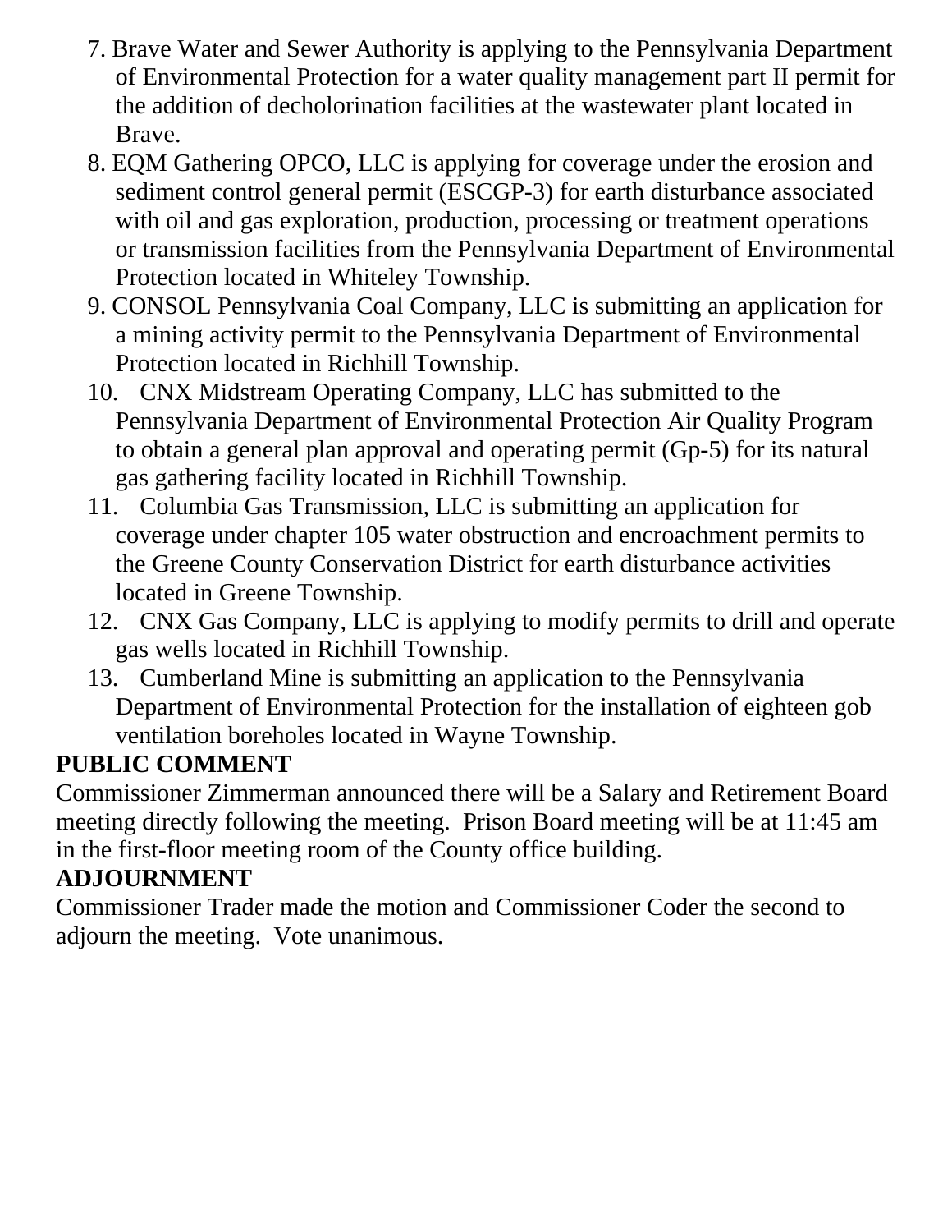7. Brave Water and Sewer Authority is applying to the Pennsylvania Department of Environmental Protection for a water quality management part II permit for the addition of decholorination facilities at the wastewater plant located in Brave.
8. EQM Gathering OPCO, LLC is applying for coverage under the erosion and sediment control general permit (ESCGP-3) for earth disturbance associated with oil and gas exploration, production, processing or treatment operations or transmission facilities from the Pennsylvania Department of Environmental Protection located in Whiteley Township.
9. CONSOL Pennsylvania Coal Company, LLC is submitting an application for a mining activity permit to the Pennsylvania Department of Environmental Protection located in Richhill Township.
10. CNX Midstream Operating Company, LLC has submitted to the Pennsylvania Department of Environmental Protection Air Quality Program to obtain a general plan approval and operating permit (Gp-5) for its natural gas gathering facility located in Richhill Township.
11. Columbia Gas Transmission, LLC is submitting an application for coverage under chapter 105 water obstruction and encroachment permits to the Greene County Conservation District for earth disturbance activities located in Greene Township.
12. CNX Gas Company, LLC is applying to modify permits to drill and operate gas wells located in Richhill Township.
13. Cumberland Mine is submitting an application to the Pennsylvania Department of Environmental Protection for the installation of eighteen gob ventilation boreholes located in Wayne Township.

**PUBLIC COMMENT**

Commissioner Zimmerman announced there will be a Salary and Retirement Board meeting directly following the meeting. Prison Board meeting will be at 11:45 am in the first-floor meeting room of the County office building.

**ADJOURNMENT**

Commissioner Trader made the motion and Commissioner Coder the second to adjourn the meeting. Vote unanimous.